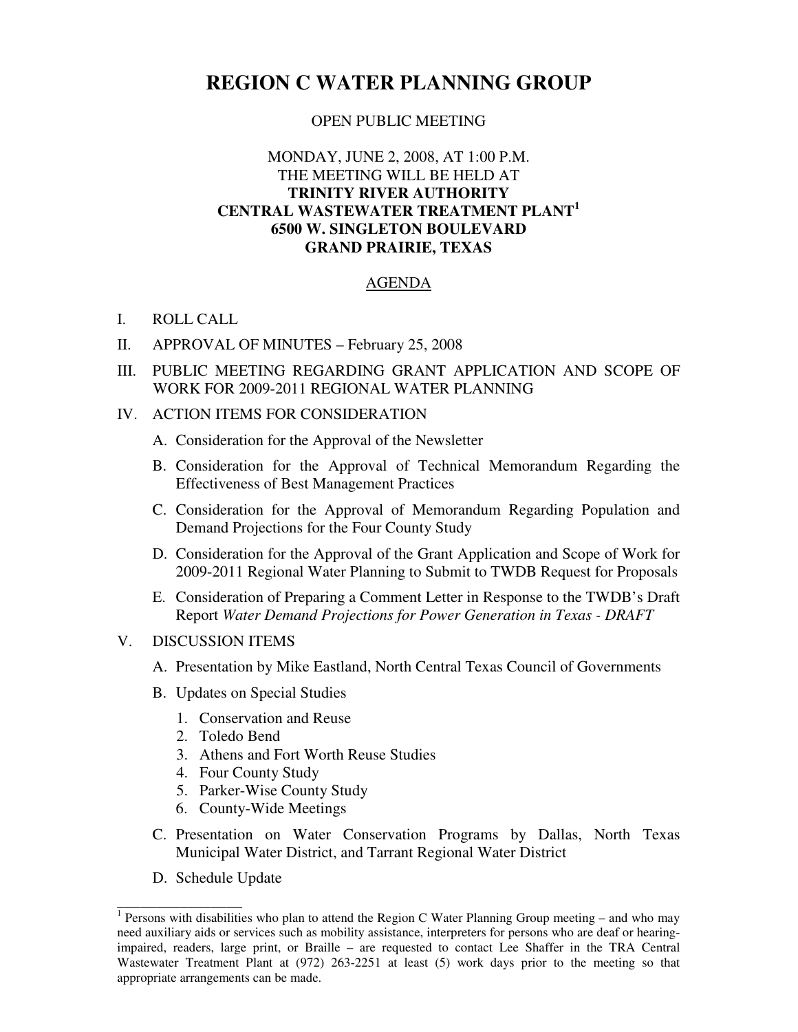# REGION C WATER PLANNING GROUP

OPEN PUBLIC MEETING

MONDAY, JUNE 2, 2008, AT 1:00 P.M.
THE MEETING WILL BE HELD AT
**TRINITY RIVER AUTHORITY**
**CENTRAL WASTEWATER TREATMENT PLANT[1]**
**6500 W. SINGLETON BOULEVARD**
**GRAND PRAIRIE, TEXAS**

## AGENDA

I. ROLL CALL

II. APPROVAL OF MINUTES – February 25, 2008

III. PUBLIC MEETING REGARDING GRANT APPLICATION AND SCOPE OF WORK FOR 2009-2011 REGIONAL WATER PLANNING

IV. ACTION ITEMS FOR CONSIDERATION

   A. Consideration for the Approval of the Newsletter

   B. Consideration for the Approval of Technical Memorandum Regarding the Effectiveness of Best Management Practices

   C. Consideration for the Approval of Memorandum Regarding Population and Demand Projections for the Four County Study

   D. Consideration for the Approval of the Grant Application and Scope of Work for 2009-2011 Regional Water Planning to Submit to TWDB Request for Proposals

   E. Consideration of Preparing a Comment Letter in Response to the TWDB's Draft Report *Water Demand Projections for Power Generation in Texas - DRAFT*

V. DISCUSSION ITEMS

   A. Presentation by Mike Eastland, North Central Texas Council of Governments

   B. Updates on Special Studies

      1. Conservation and Reuse
      2. Toledo Bend
      3. Athens and Fort Worth Reuse Studies
      4. Four County Study
      5. Parker-Wise County Study
      6. County-Wide Meetings

   C. Presentation on Water Conservation Programs by Dallas, North Texas Municipal Water District, and Tarrant Regional Water District

   D. Schedule Update

---

[1] Persons with disabilities who plan to attend the Region C Water Planning Group meeting – and who may need auxiliary aids or services such as mobility assistance, interpreters for persons who are deaf or hearing-impaired, readers, large print, or Braille – are requested to contact Lee Shaffer in the TRA Central Wastewater Treatment Plant at (972) 263-2251 at least (5) work days prior to the meeting so that appropriate arrangements can be made.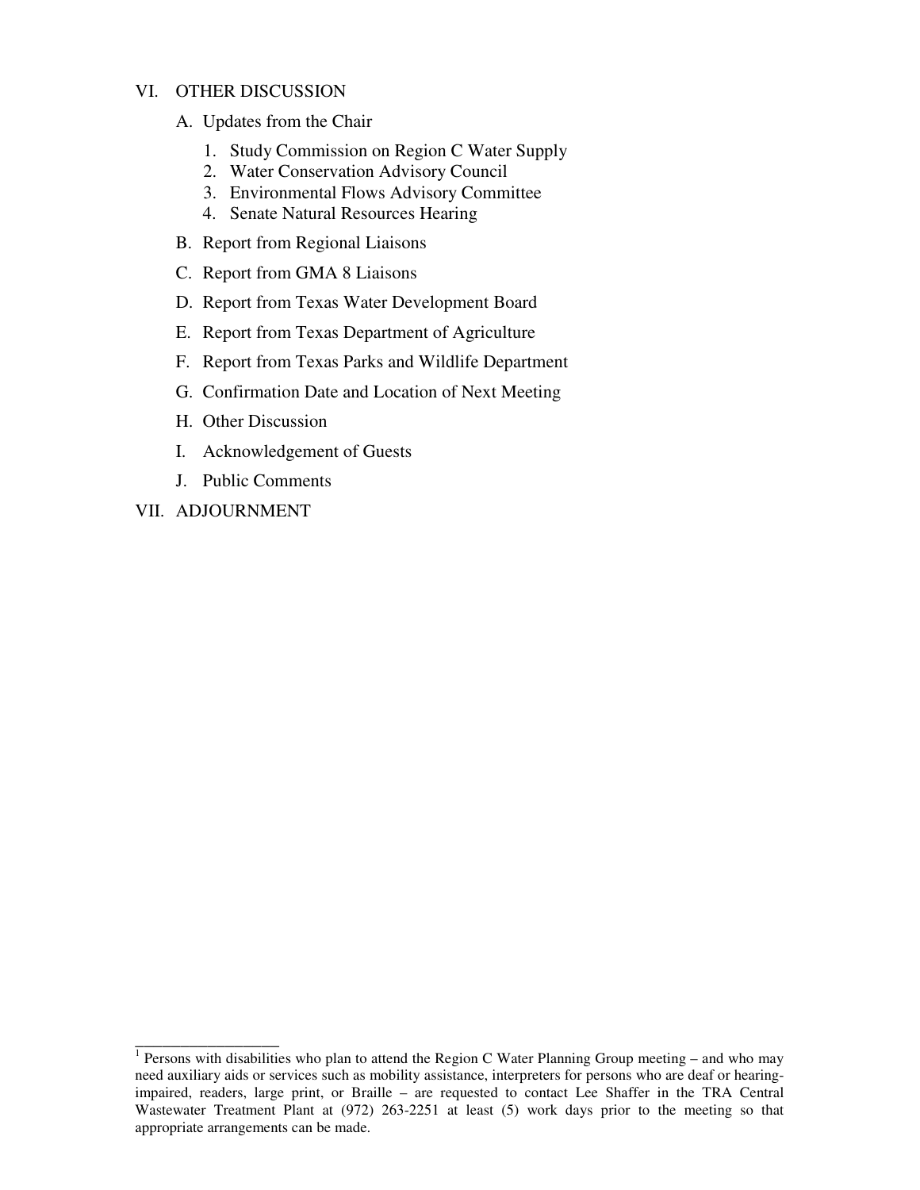VI. OTHER DISCUSSION

A. Updates from the Chair

1. Study Commission on Region C Water Supply
2. Water Conservation Advisory Council
3. Environmental Flows Advisory Committee
4. Senate Natural Resources Hearing

B. Report from Regional Liaisons

C. Report from GMA 8 Liaisons

D. Report from Texas Water Development Board

E. Report from Texas Department of Agriculture

F. Report from Texas Parks and Wildlife Department

G. Confirmation Date and Location of Next Meeting

H. Other Discussion

I. Acknowledgement of Guests

J. Public Comments

VII. ADJOURNMENT

---

[1] Persons with disabilities who plan to attend the Region C Water Planning Group meeting – and who may need auxiliary aids or services such as mobility assistance, interpreters for persons who are deaf or hearing-impaired, readers, large print, or Braille – are requested to contact Lee Shaffer in the TRA Central Wastewater Treatment Plant at (972) 263-2251 at least (5) work days prior to the meeting so that appropriate arrangements can be made.